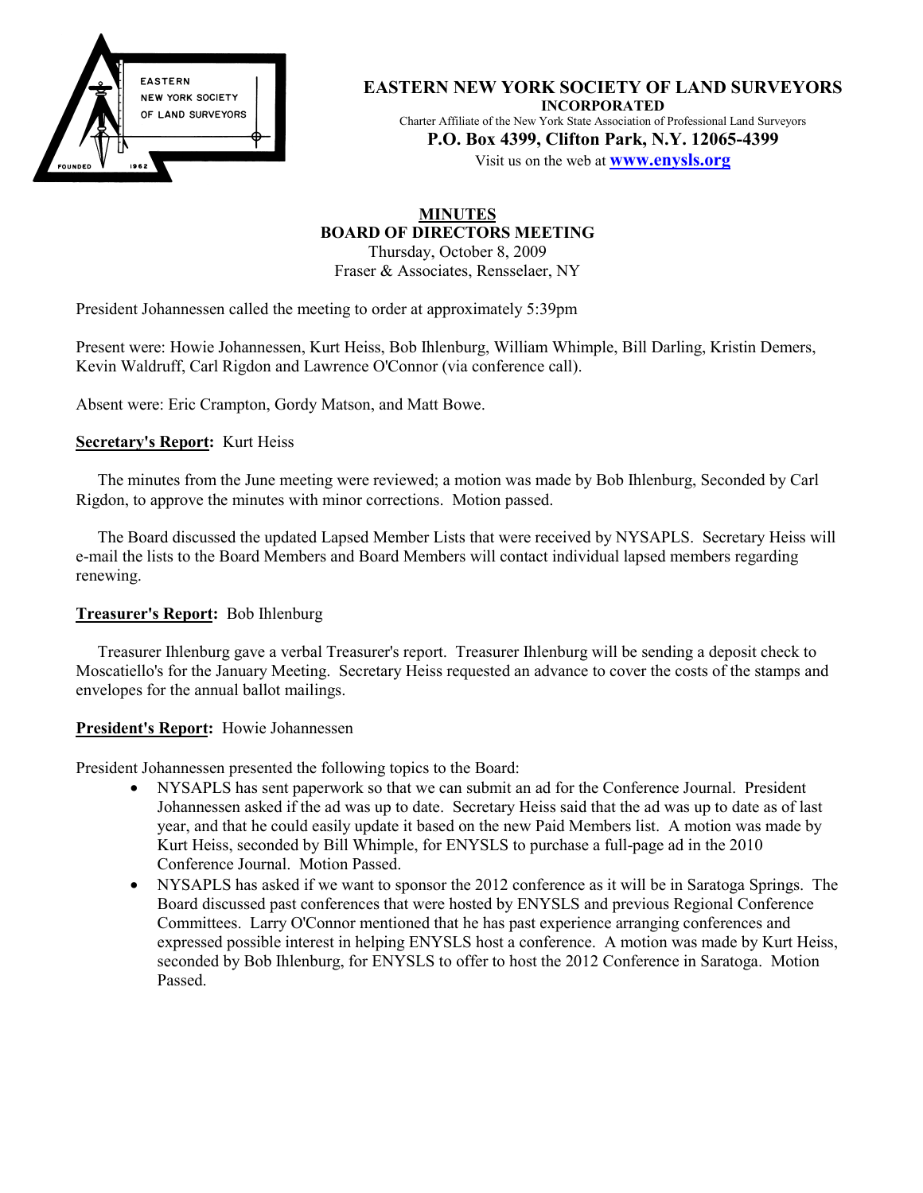# EASTERN NEW YORK SOCIETY OF LAND SURVEYORS

**INCORPORATED**

Charter Affiliate of the New York State Association of Professional Land Surveyors

**P.O. Box 4399, Clifton Park, N.Y. 12065-4399**

Visit us on the web at **www.enysls.org**

## MINUTES
## BOARD OF DIRECTORS MEETING

Thursday, October 8, 2009
Fraser & Associates, Rensselaer, NY

President Johannessen called the meeting to order at approximately 5:39pm

Present were: Howie Johannessen, Kurt Heiss, Bob Ihlenburg, William Whimple, Bill Darling, Kristin Demers, Kevin Waldruff, Carl Rigdon and Lawrence O'Connor (via conference call).

Absent were: Eric Crampton, Gordy Matson, and Matt Bowe.

**Secretary's Report:** Kurt Heiss

The minutes from the June meeting were reviewed; a motion was made by Bob Ihlenburg, Seconded by Carl Rigdon, to approve the minutes with minor corrections. Motion passed.

The Board discussed the updated Lapsed Member Lists that were received by NYSAPLS. Secretary Heiss will e-mail the lists to the Board Members and Board Members will contact individual lapsed members regarding renewing.

**Treasurer's Report:** Bob Ihlenburg

Treasurer Ihlenburg gave a verbal Treasurer's report. Treasurer Ihlenburg will be sending a deposit check to Moscatiello's for the January Meeting. Secretary Heiss requested an advance to cover the costs of the stamps and envelopes for the annual ballot mailings.

**President's Report:** Howie Johannessen

President Johannessen presented the following topics to the Board:

- NYSAPLS has sent paperwork so that we can submit an ad for the Conference Journal. President Johannessen asked if the ad was up to date. Secretary Heiss said that the ad was up to date as of last year, and that he could easily update it based on the new Paid Members list. A motion was made by Kurt Heiss, seconded by Bill Whimple, for ENYSLS to purchase a full-page ad in the 2010 Conference Journal. Motion Passed.
- NYSAPLS has asked if we want to sponsor the 2012 conference as it will be in Saratoga Springs. The Board discussed past conferences that were hosted by ENYSLS and previous Regional Conference Committees. Larry O'Connor mentioned that he has past experience arranging conferences and expressed possible interest in helping ENYSLS host a conference. A motion was made by Kurt Heiss, seconded by Bob Ihlenburg, for ENYSLS to offer to host the 2012 Conference in Saratoga. Motion Passed.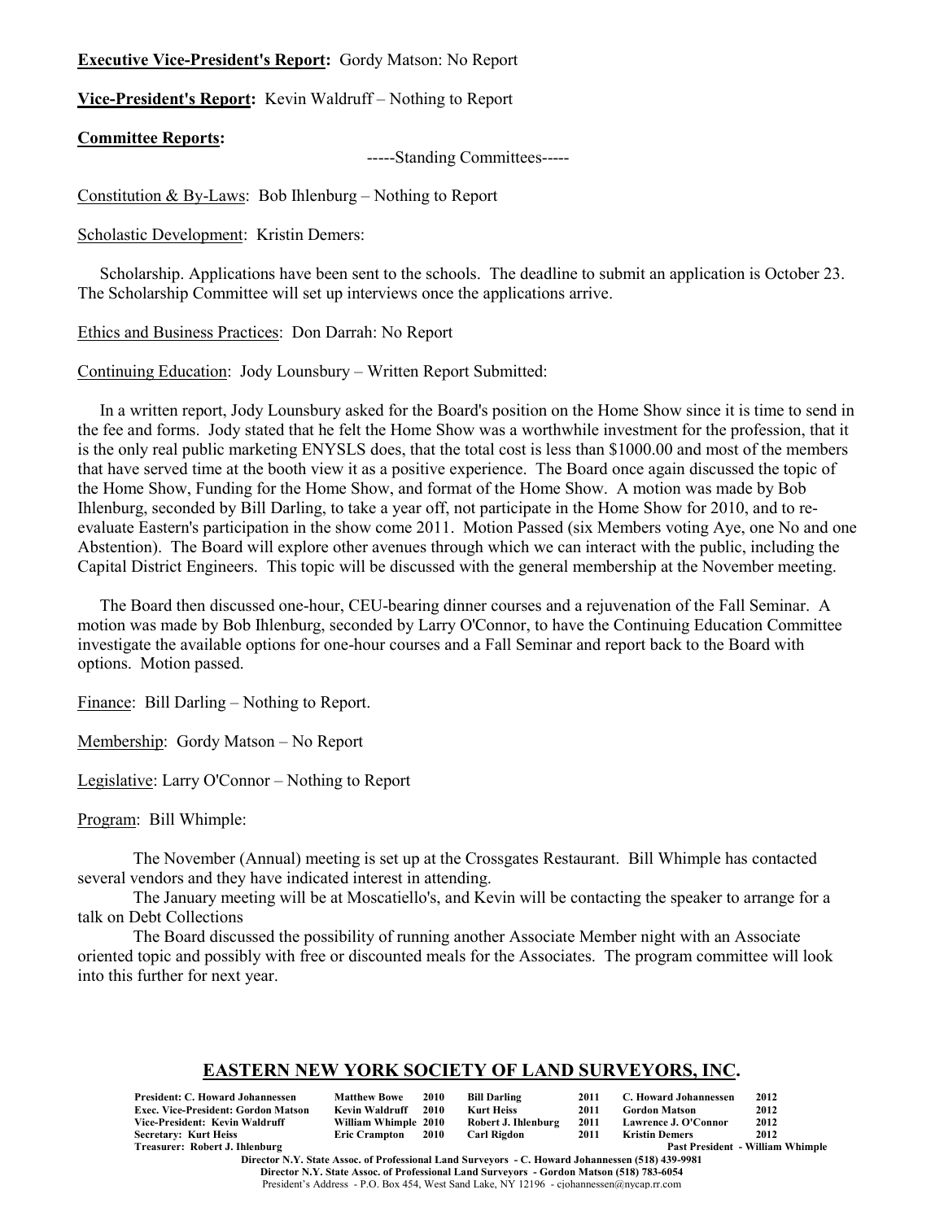**Executive Vice-President's Report:** Gordy Matson: No Report

**Vice-President's Report:** Kevin Waldruff – Nothing to Report

**Committee Reports:**

-----Standing Committees-----

Constitution & By-Laws: Bob Ihlenburg – Nothing to Report

Scholastic Development: Kristin Demers:

Scholarship. Applications have been sent to the schools. The deadline to submit an application is October 23. The Scholarship Committee will set up interviews once the applications arrive.

Ethics and Business Practices: Don Darrah: No Report

Continuing Education: Jody Lounsbury – Written Report Submitted:

In a written report, Jody Lounsbury asked for the Board's position on the Home Show since it is time to send in the fee and forms. Jody stated that he felt the Home Show was a worthwhile investment for the profession, that it is the only real public marketing ENYSLS does, that the total cost is less than $1000.00 and most of the members that have served time at the booth view it as a positive experience. The Board once again discussed the topic of the Home Show, Funding for the Home Show, and format of the Home Show. A motion was made by Bob Ihlenburg, seconded by Bill Darling, to take a year off, not participate in the Home Show for 2010, and to re-evaluate Eastern's participation in the show come 2011. Motion Passed (six Members voting Aye, one No and one Abstention). The Board will explore other avenues through which we can interact with the public, including the Capital District Engineers. This topic will be discussed with the general membership at the November meeting.

The Board then discussed one-hour, CEU-bearing dinner courses and a rejuvenation of the Fall Seminar. A motion was made by Bob Ihlenburg, seconded by Larry O'Connor, to have the Continuing Education Committee investigate the available options for one-hour courses and a Fall Seminar and report back to the Board with options. Motion passed.

Finance: Bill Darling – Nothing to Report.

Membership: Gordy Matson – No Report

Legislative: Larry O'Connor – Nothing to Report

Program: Bill Whimple:

The November (Annual) meeting is set up at the Crossgates Restaurant. Bill Whimple has contacted several vendors and they have indicated interest in attending.

The January meeting will be at Moscatiello's, and Kevin will be contacting the speaker to arrange for a talk on Debt Collections

The Board discussed the possibility of running another Associate Member night with an Associate oriented topic and possibly with free or discounted meals for the Associates. The program committee will look into this further for next year.

## EASTERN NEW YORK SOCIETY OF LAND SURVEYORS, INC.

| | | | | | | |
|---|---|---|---|---|---|---|
| **President: C. Howard Johannessen** | **Matthew Bowe** | **2010** | **Bill Darling** | **2011** | **C. Howard Johannessen** | **2012** |
| **Exec. Vice-President: Gordon Matson** | **Kevin Waldruff** | **2010** | **Kurt Heiss** | **2011** | **Gordon Matson** | **2012** |
| **Vice-President: Kevin Waldruff** | **William Whimple** | **2010** | **Robert J. Ihlenburg** | **2011** | **Lawrence J. O'Connor** | **2012** |
| **Secretary: Kurt Heiss** | **Eric Crampton** | **2010** | **Carl Rigdon** | **2011** | **Kristin Demers** | **2012** |
| **Treasurer: Robert J. Ihlenburg** | | | | | **Past President - William Whimple** | |

**Director N.Y. State Assoc. of Professional Land Surveyors - C. Howard Johannessen (518) 439-9981**
**Director N.Y. State Assoc. of Professional Land Surveyors - Gordon Matson (518) 783-6054**
President's Address - P.O. Box 454, West Sand Lake, NY 12196 - cjohannessen@nycap.rr.com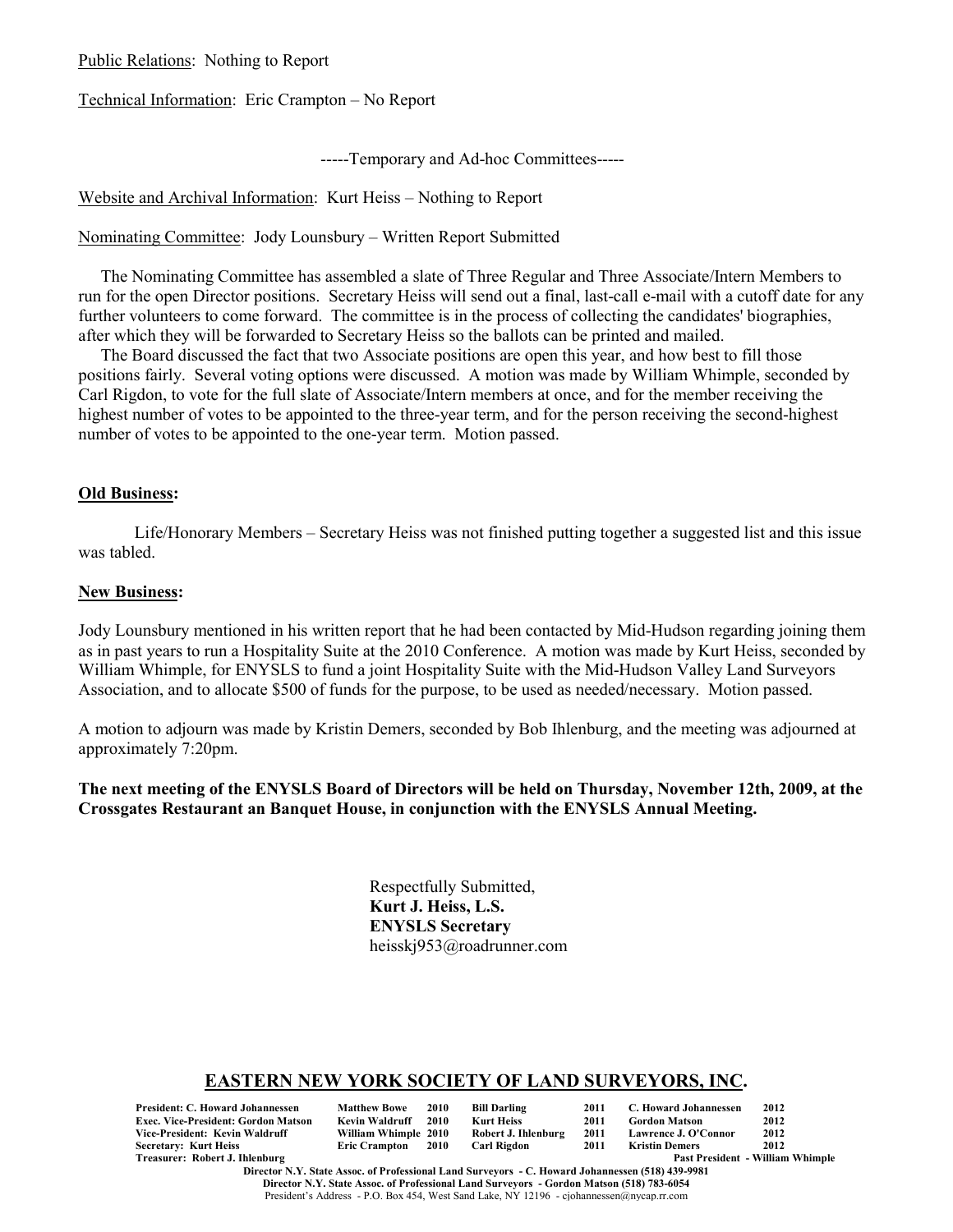Public Relations: Nothing to Report

Technical Information: Eric Crampton – No Report

-----Temporary and Ad-hoc Committees-----

Website and Archival Information: Kurt Heiss – Nothing to Report

Nominating Committee: Jody Lounsbury – Written Report Submitted

The Nominating Committee has assembled a slate of Three Regular and Three Associate/Intern Members to run for the open Director positions. Secretary Heiss will send out a final, last-call e-mail with a cutoff date for any further volunteers to come forward. The committee is in the process of collecting the candidates' biographies, after which they will be forwarded to Secretary Heiss so the ballots can be printed and mailed.

The Board discussed the fact that two Associate positions are open this year, and how best to fill those positions fairly. Several voting options were discussed. A motion was made by William Whimple, seconded by Carl Rigdon, to vote for the full slate of Associate/Intern members at once, and for the member receiving the highest number of votes to be appointed to the three-year term, and for the person receiving the second-highest number of votes to be appointed to the one-year term. Motion passed.

**Old Business:**

Life/Honorary Members – Secretary Heiss was not finished putting together a suggested list and this issue was tabled.

**New Business:**

Jody Lounsbury mentioned in his written report that he had been contacted by Mid-Hudson regarding joining them as in past years to run a Hospitality Suite at the 2010 Conference. A motion was made by Kurt Heiss, seconded by William Whimple, for ENYSLS to fund a joint Hospitality Suite with the Mid-Hudson Valley Land Surveyors Association, and to allocate $500 of funds for the purpose, to be used as needed/necessary. Motion passed.

A motion to adjourn was made by Kristin Demers, seconded by Bob Ihlenburg, and the meeting was adjourned at approximately 7:20pm.

**The next meeting of the ENYSLS Board of Directors will be held on Thursday, November 12th, 2009, at the Crossgates Restaurant an Banquet House, in conjunction with the ENYSLS Annual Meeting.**

Respectfully Submitted,
**Kurt J. Heiss, L.S.**
**ENYSLS Secretary**
heisskj953@roadrunner.com

## EASTERN NEW YORK SOCIETY OF LAND SURVEYORS, INC.

| | | | | | | | |
|---|---|---|---|---|---|---|---|
| **President: C. Howard Johannessen** | **Matthew Bowe** | **2010** | **Bill Darling** | **2011** | **C. Howard Johannessen** | **2012** |
| **Exec. Vice-President: Gordon Matson** | **Kevin Waldruff** | **2010** | **Kurt Heiss** | **2011** | **Gordon Matson** | **2012** |
| **Vice-President: Kevin Waldruff** | **William Whimple** | **2010** | **Robert J. Ihlenburg** | **2011** | **Lawrence J. O'Connor** | **2012** |
| **Secretary: Kurt Heiss** | **Eric Crampton** | **2010** | **Carl Rigdon** | **2011** | **Kristin Demers** | **2012** |
| **Treasurer: Robert J. Ihlenburg** | | | | | **Past President - William Whimple** | |

**Director N.Y. State Assoc. of Professional Land Surveyors - C. Howard Johannessen (518) 439-9981**
**Director N.Y. State Assoc. of Professional Land Surveyors - Gordon Matson (518) 783-6054**
President's Address - P.O. Box 454, West Sand Lake, NY 12196 - cjohannessen@nycap.rr.com